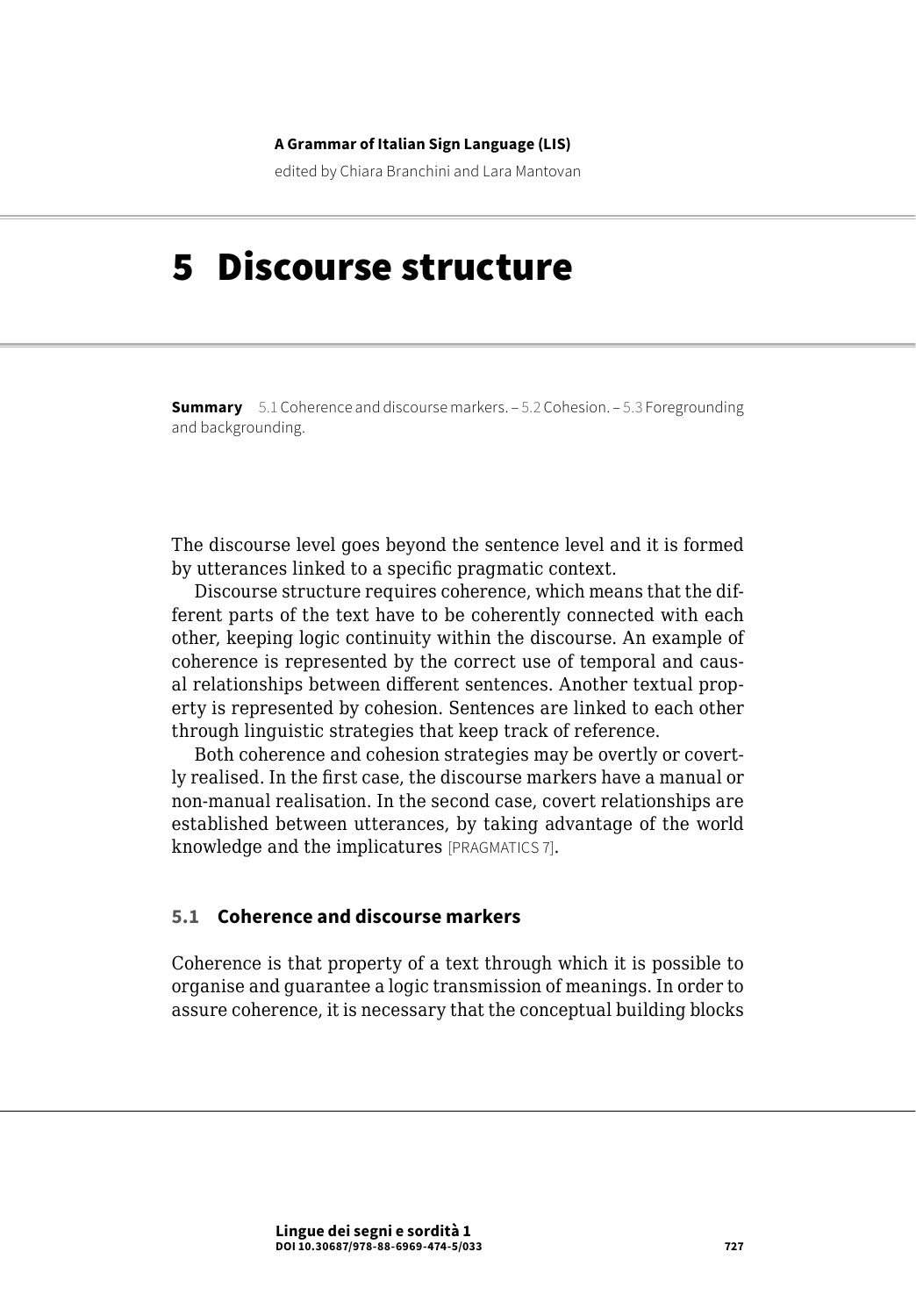A Grammar of Italian Sign Language (LIS)

edited by Chiara Branchini and Lara Mantovan

# 5 Discourse structure

**Summary** 5.1 Coherence and discourse markers. – 5.2 Cohesion. – 5.3 Foregrounding and backgrounding.

The discourse level goes beyond the sentence level and it is formed by utterances linked to a specific pragmatic context.

Discourse structure requires coherence, which means that the different parts of the text have to be coherently connected with each other, keeping logic continuity within the discourse. An example of coherence is represented by the correct use of temporal and causal relationships between different sentences. Another textual property is represented by cohesion. Sentences are linked to each other through linguistic strategies that keep track of reference.

Both coherence and cohesion strategies may be overtly or covertly realised. In the first case, the discourse markers have a manual or non-manual realisation. In the second case, covert relationships are established between utterances, by taking advantage of the world knowledge and the implicatures [PRAGMATICS 7].

## 5.1 Coherence and discourse markers

Coherence is that property of a text through which it is possible to organise and guarantee a logic transmission of meanings. In order to assure coherence, it is necessary that the conceptual building blocks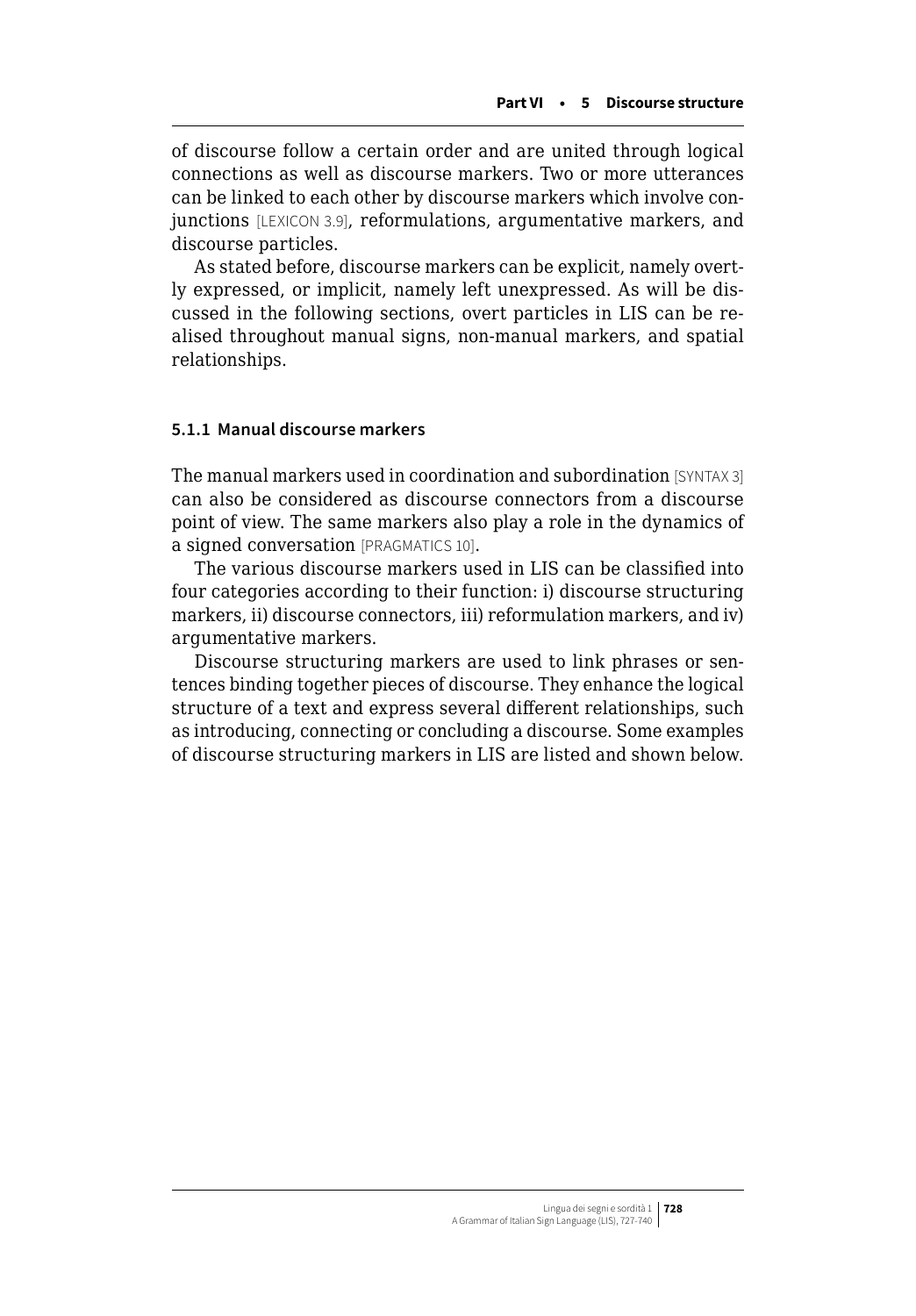of discourse follow a certain order and are united through logical connections as well as discourse markers. Two or more utterances can be linked to each other by discourse markers which involve conjunctions [LEXICON 3.9], reformulations, argumentative markers, and discourse particles.

As stated before, discourse markers can be explicit, namely overtly expressed, or implicit, namely left unexpressed. As will be discussed in the following sections, overt particles in LIS can be realised throughout manual signs, non-manual markers, and spatial relationships.

### 5.1.1 Manual discourse markers

The manual markers used in coordination and subordination [SYNTAX 3] can also be considered as discourse connectors from a discourse point of view. The same markers also play a role in the dynamics of a signed conversation [PRAGMATICS 10].

The various discourse markers used in LIS can be classified into four categories according to their function: i) discourse structuring markers, ii) discourse connectors, iii) reformulation markers, and iv) argumentative markers.

Discourse structuring markers are used to link phrases or sentences binding together pieces of discourse. They enhance the logical structure of a text and express several different relationships, such as introducing, connecting or concluding a discourse. Some examples of discourse structuring markers in LIS are listed and shown below.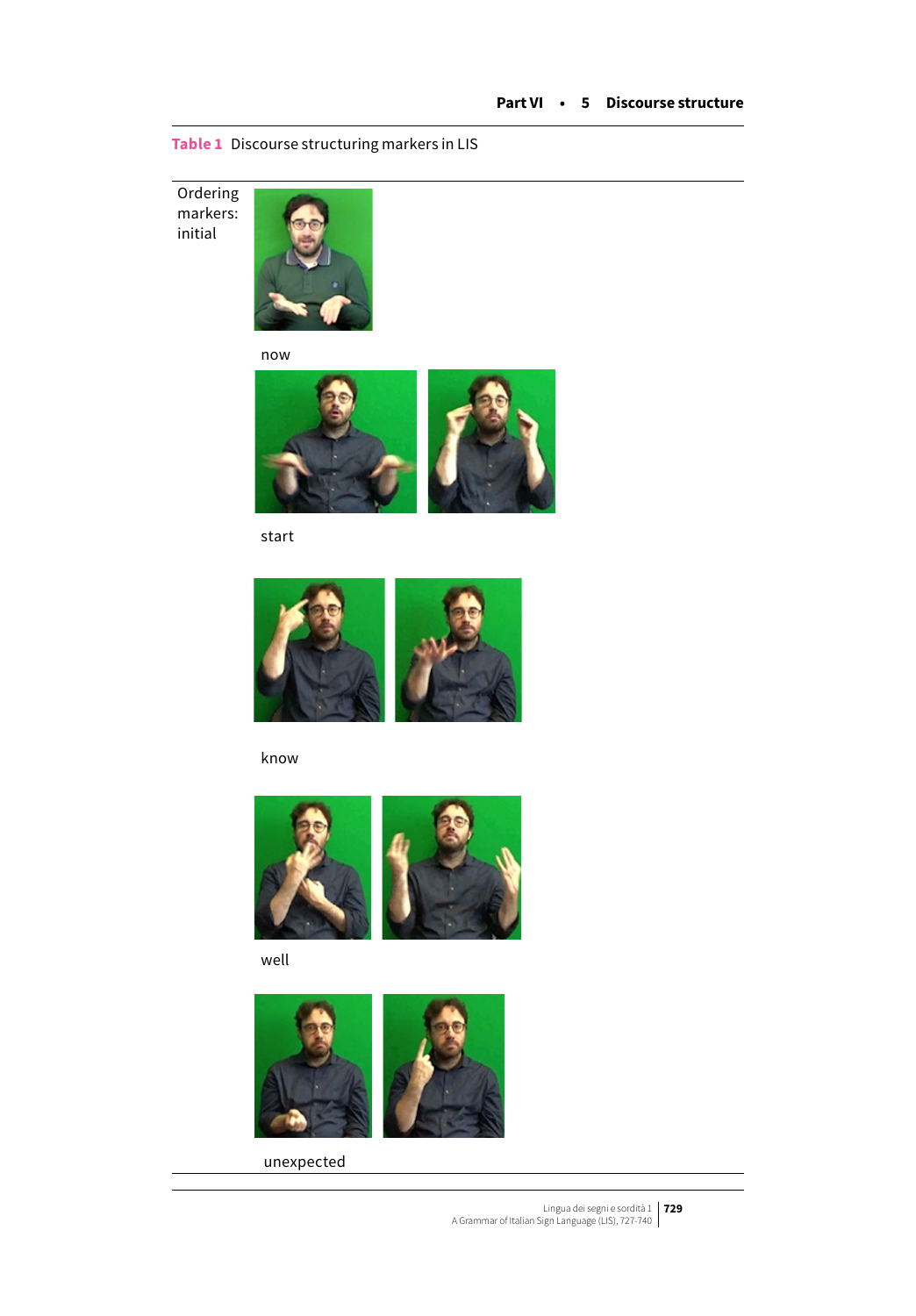**Table 1** Discourse structuring markers in LIS

| Ordering markers: initial | |
|---|---|
| | now |
| | start |
| | know |
| | well |
| | unexpected |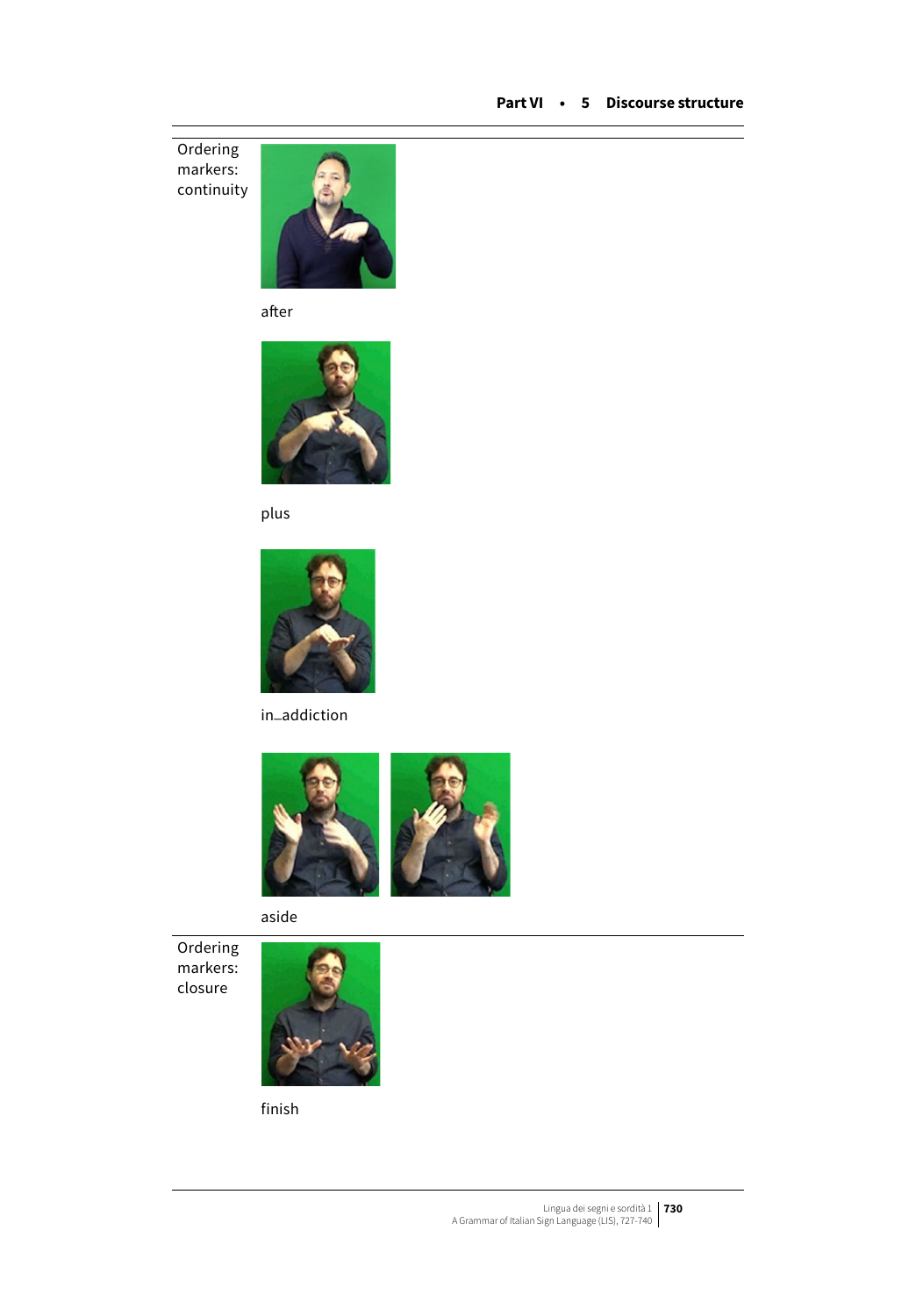| | |
|---|---|
| Ordering markers: continuity | after |
| | plus |
| | in_addiction |
| | aside |
| Ordering markers: closure | finish |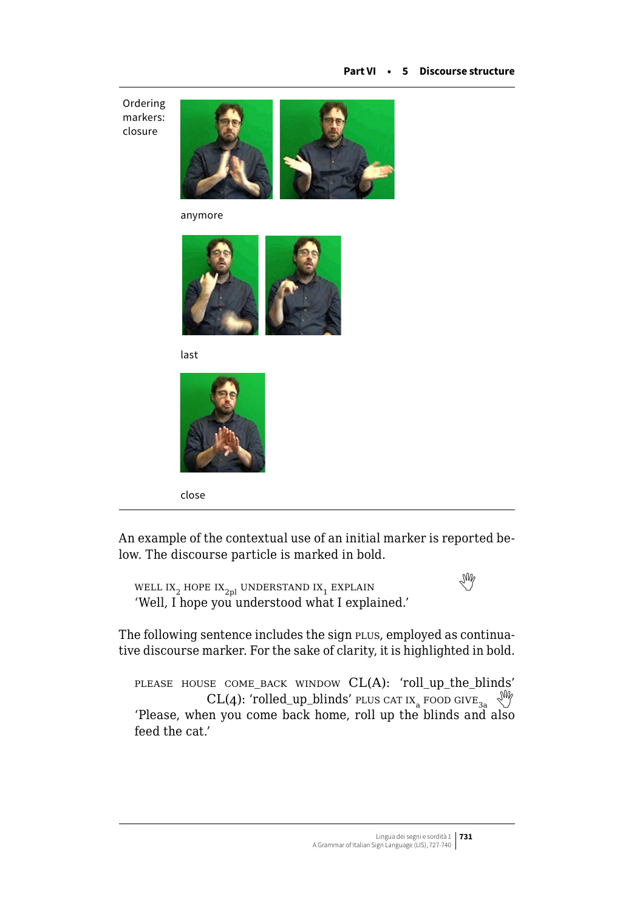Ordering markers: closure

anymore

last

close

An example of the contextual use of an initial marker is reported below. The discourse particle is marked in bold.

WELL $IX_2$ HOPE $IX_{2pl}$ UNDERSTAND $IX_1$ EXPLAIN
'Well, I hope you understood what I explained.'

The following sentence includes the sign PLUS, employed as continuative discourse marker. For the sake of clarity, it is highlighted in bold.

PLEASE HOUSE COME_BACK WINDOW CL(A): 'roll_up_the_blinds' CL(4): 'rolled_up_blinds' PLUS CAT $IX_a$ FOOD $GIVE_{3a}$
'Please, when you come back home, roll up the blinds and also feed the cat.'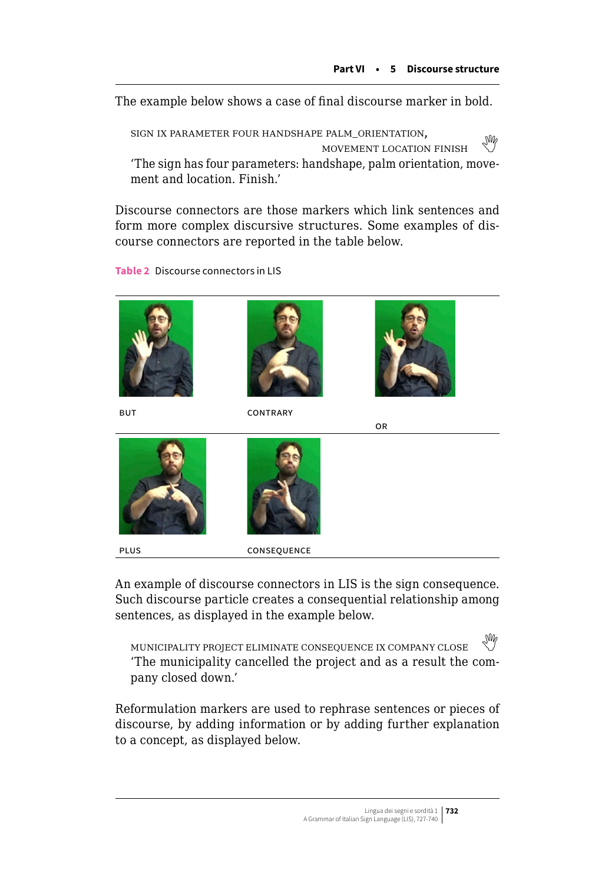The example below shows a case of final discourse marker in bold.

> SIGN IX PARAMETER FOUR HANDSHAPE PALM_ORIENTATION, MOVEMENT LOCATION **FINISH**
>
> 'The sign has four parameters: handshape, palm orientation, movement and location. Finish.'

Discourse connectors are those markers which link sentences and form more complex discursive structures. Some examples of discourse connectors are reported in the table below.

**Table 2** Discourse connectors in LIS

| | | |
|---|---|---|
| BUT | CONTRARY | OR |
| PLUS | CONSEQUENCE | |

An example of discourse connectors in LIS is the sign consequence. Such discourse particle creates a consequential relationship among sentences, as displayed in the example below.

> MUNICIPALITY PROJECT ELIMINATE CONSEQUENCE IX COMPANY CLOSE
>
> 'The municipality cancelled the project and as a result the company closed down.'

Reformulation markers are used to rephrase sentences or pieces of discourse, by adding information or by adding further explanation to a concept, as displayed below.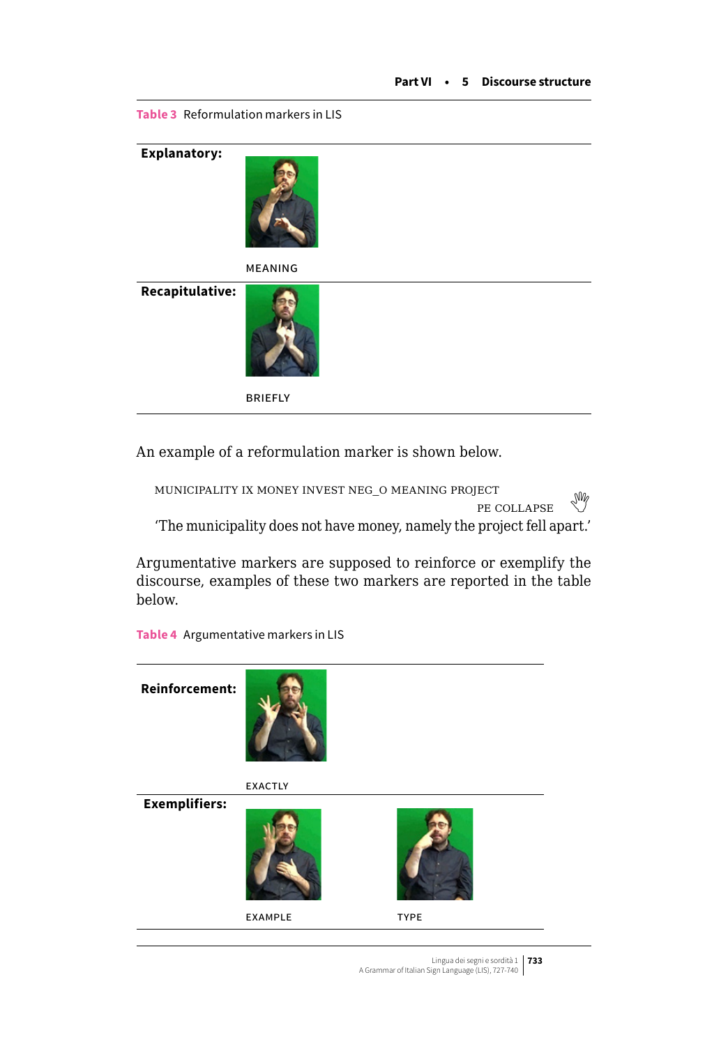Table 3 Reformulation markers in LIS

| | |
|---|---|
| **Explanatory:** | MEANING |
| **Recapitulative:** | BRIEFLY |

An example of a reformulation marker is shown below.

MUNICIPALITY IX MONEY INVEST NEG_O MEANING PROJECT  
PE COLLAPSE

'The municipality does not have money, namely the project fell apart.'

Argumentative markers are supposed to reinforce or exemplify the discourse, examples of these two markers are reported in the table below.

Table 4 Argumentative markers in LIS

| | | |
|---|---|---|
| **Reinforcement:** | EXACTLY | |
| **Exemplifiers:** | EXAMPLE | TYPE |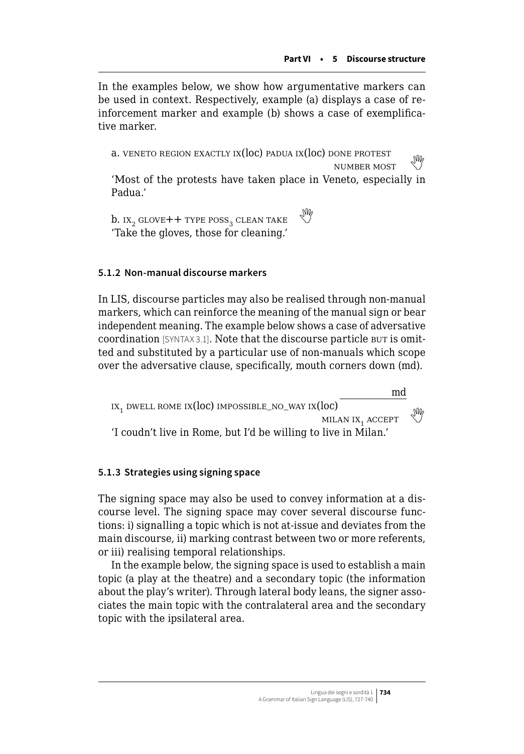In the examples below, we show how argumentative markers can be used in context. Respectively, example (a) displays a case of reinforcement marker and example (b) shows a case of exemplificative marker.

a. VENETO REGION EXACTLY IX(loc) PADUA IX(loc) DONE PROTEST NUMBER MOST

'Most of the protests have taken place in Veneto, especially in Padua.'

b. $IX_2$ GLOVE++ TYPE $POSS_3$ CLEAN TAKE

'Take the gloves, those for cleaning.'

### 5.1.2 Non-manual discourse markers

In LIS, discourse particles may also be realised through non-manual markers, which can reinforce the meaning of the manual sign or bear independent meaning. The example below shows a case of adversative coordination [SYNTAX 3.1]. Note that the discourse particle BUT is omitted and substituted by a particular use of non-manuals which scope over the adversative clause, specifically, mouth corners down (md).

$IX_1$ DWELL ROME IX(loc) IMPOSSIBLE_NO_WAY IX(loc) $\overline{\text{MILAN } IX_1 \text{ ACCEPT}}^{\text{md}}$

'I coudn't live in Rome, but I'd be willing to live in Milan.'

### 5.1.3 Strategies using signing space

The signing space may also be used to convey information at a discourse level. The signing space may cover several discourse functions: i) signalling a topic which is not at-issue and deviates from the main discourse, ii) marking contrast between two or more referents, or iii) realising temporal relationships.

In the example below, the signing space is used to establish a main topic (a play at the theatre) and a secondary topic (the information about the play's writer). Through lateral body leans, the signer associates the main topic with the contralateral area and the secondary topic with the ipsilateral area.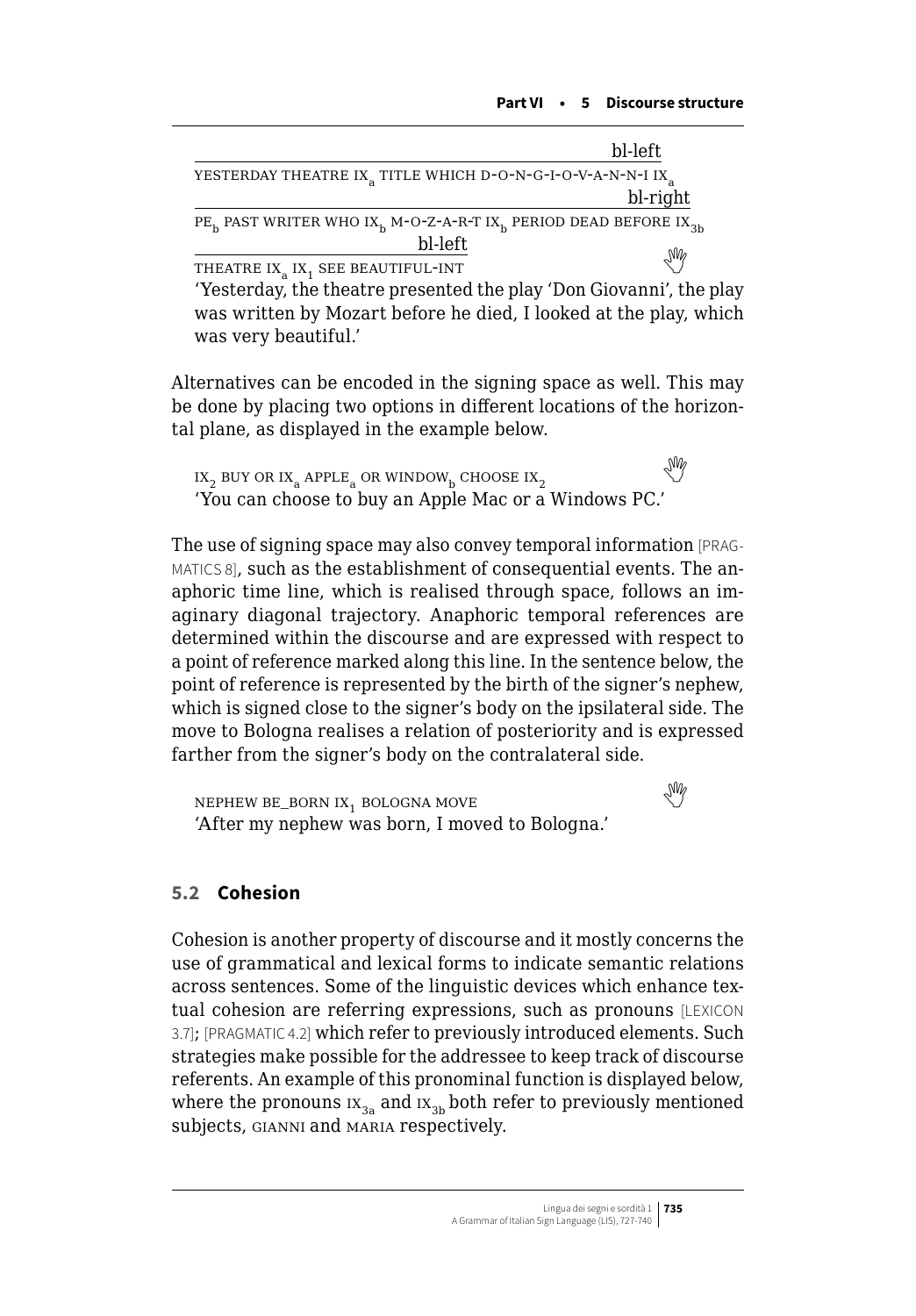bl-left
YESTERDAY THEATRE $IX_a$ TITLE WHICH D-O-N-G-I-O-V-A-N-N-I $IX_a$
bl-right
$PE_b$ PAST WRITER WHO $IX_b$ M-O-Z-A-R-T $IX_b$ PERIOD DEAD BEFORE $IX_{3b}$
bl-left
THEATRE $IX_a$ $IX_1$ SEE BEAUTIFUL-INT

'Yesterday, the theatre presented the play 'Don Giovanni', the play was written by Mozart before he died, I looked at the play, which was very beautiful.'

Alternatives can be encoded in the signing space as well. This may be done by placing two options in different locations of the horizontal plane, as displayed in the example below.

$IX_2$ BUY OR $IX_a$ $APPLE_a$ OR $WINDOW_b$ CHOOSE $IX_2$
'You can choose to buy an Apple Mac or a Windows PC.'

The use of signing space may also convey temporal information [PRAGMATICS 8], such as the establishment of consequential events. The anaphoric time line, which is realised through space, follows an imaginary diagonal trajectory. Anaphoric temporal references are determined within the discourse and are expressed with respect to a point of reference marked along this line. In the sentence below, the point of reference is represented by the birth of the signer's nephew, which is signed close to the signer's body on the ipsilateral side. The move to Bologna realises a relation of posteriority and is expressed farther from the signer's body on the contralateral side.

NEPHEW BE_BORN $IX_1$ BOLOGNA MOVE
'After my nephew was born, I moved to Bologna.'

### 5.2 Cohesion

Cohesion is another property of discourse and it mostly concerns the use of grammatical and lexical forms to indicate semantic relations across sentences. Some of the linguistic devices which enhance textual cohesion are referring expressions, such as pronouns [LEXICON 3.7]; [PRAGMATIC 4.2] which refer to previously introduced elements. Such strategies make possible for the addressee to keep track of discourse referents. An example of this pronominal function is displayed below, where the pronouns $IX_{3a}$ and $IX_{3b}$ both refer to previously mentioned subjects, GIANNI and MARIA respectively.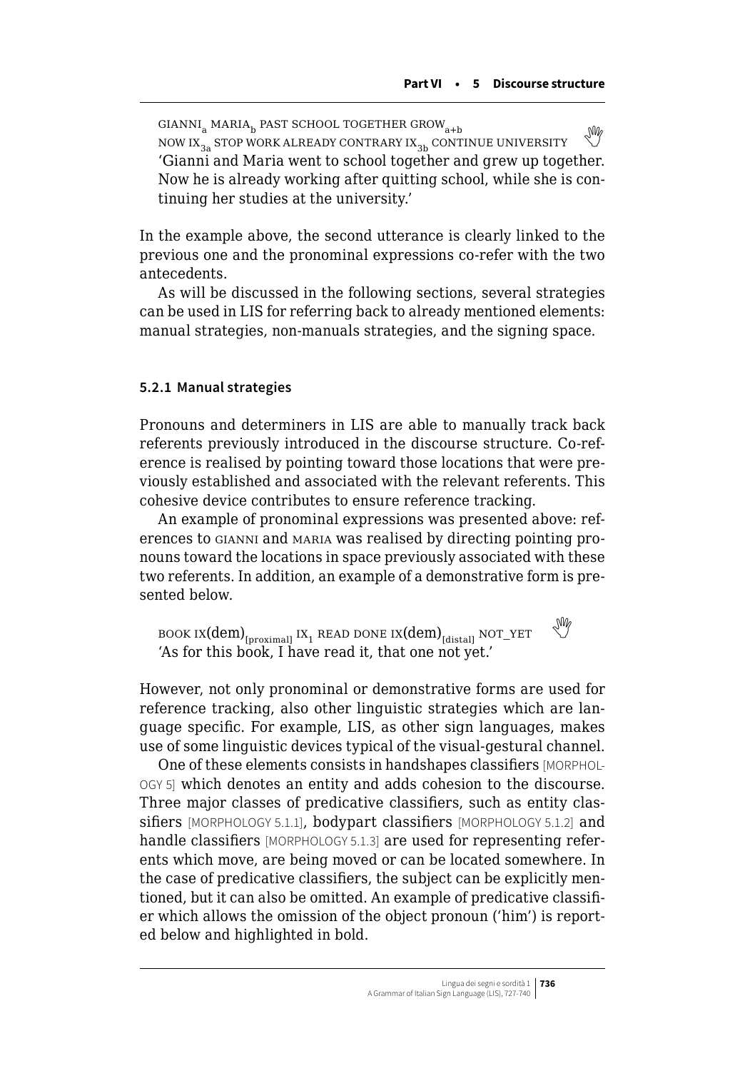GIANNI$_a$ MARIA$_b$ PAST SCHOOL TOGETHER GROW$_{a+b}$
NOW IX$_{3a}$ STOP WORK ALREADY CONTRARY IX$_{3b}$ CONTINUE UNIVERSITY
'Gianni and Maria went to school together and grew up together. Now he is already working after quitting school, while she is continuing her studies at the university.'

In the example above, the second utterance is clearly linked to the previous one and the pronominal expressions co-refer with the two antecedents.

As will be discussed in the following sections, several strategies can be used in LIS for referring back to already mentioned elements: manual strategies, non-manuals strategies, and the signing space.

#### 5.2.1 Manual strategies

Pronouns and determiners in LIS are able to manually track back referents previously introduced in the discourse structure. Co-reference is realised by pointing toward those locations that were previously established and associated with the relevant referents. This cohesive device contributes to ensure reference tracking.

An example of pronominal expressions was presented above: references to GIANNI and MARIA was realised by directing pointing pronouns toward the locations in space previously associated with these two referents. In addition, an example of a demonstrative form is presented below.

BOOK IX(dem)$_{[proximal]}$ IX$_1$ READ DONE IX(dem)$_{[distal]}$ NOT_YET
'As for this book, I have read it, that one not yet.'

However, not only pronominal or demonstrative forms are used for reference tracking, also other linguistic strategies which are language specific. For example, LIS, as other sign languages, makes use of some linguistic devices typical of the visual-gestural channel.

One of these elements consists in handshapes classifiers [MORPHOLOGY 5] which denotes an entity and adds cohesion to the discourse. Three major classes of predicative classifiers, such as entity classifiers [MORPHOLOGY 5.1.1], bodypart classifiers [MORPHOLOGY 5.1.2] and handle classifiers [MORPHOLOGY 5.1.3] are used for representing referents which move, are being moved or can be located somewhere. In the case of predicative classifiers, the subject can be explicitly mentioned, but it can also be omitted. An example of predicative classifier which allows the omission of the object pronoun ('him') is reported below and highlighted in bold.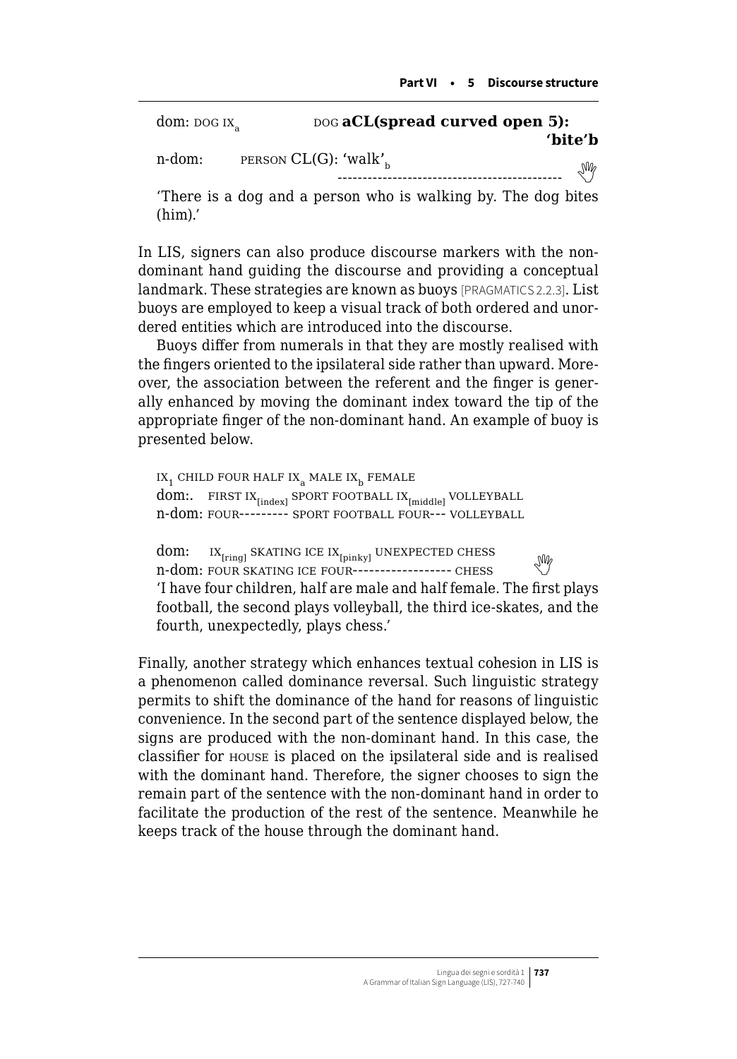dom: DOG $IX_a$ DOG **aCL(spread curved open 5): 'bite'b**

n-dom: PERSON CL(G): 'walk'$_b$ ---------------------------------------------

'There is a dog and a person who is walking by. The dog bites (him).'

In LIS, signers can also produce discourse markers with the non-dominant hand guiding the discourse and providing a conceptual landmark. These strategies are known as buoys [PRAGMATICS 2.2.3]. List buoys are employed to keep a visual track of both ordered and unordered entities which are introduced into the discourse.

Buoys differ from numerals in that they are mostly realised with the fingers oriented to the ipsilateral side rather than upward. Moreover, the association between the referent and the finger is generally enhanced by moving the dominant index toward the tip of the appropriate finger of the non-dominant hand. An example of buoy is presented below.

$IX_1$ CHILD FOUR HALF $IX_a$ MALE $IX_b$ FEMALE
dom:. FIRST $IX_{[index]}$ SPORT FOOTBALL $IX_{[middle]}$ VOLLEYBALL
n-dom: FOUR--------- SPORT FOOTBALL FOUR--- VOLLEYBALL

dom: $IX_{[ring]}$ SKATING ICE $IX_{[pinky]}$ UNEXPECTED CHESS
n-dom: FOUR SKATING ICE FOUR------------------ CHESS
'I have four children, half are male and half female. The first plays football, the second plays volleyball, the third ice-skates, and the fourth, unexpectedly, plays chess.'

Finally, another strategy which enhances textual cohesion in LIS is a phenomenon called dominance reversal. Such linguistic strategy permits to shift the dominance of the hand for reasons of linguistic convenience. In the second part of the sentence displayed below, the signs are produced with the non-dominant hand. In this case, the classifier for HOUSE is placed on the ipsilateral side and is realised with the dominant hand. Therefore, the signer chooses to sign the remain part of the sentence with the non-dominant hand in order to facilitate the production of the rest of the sentence. Meanwhile he keeps track of the house through the dominant hand.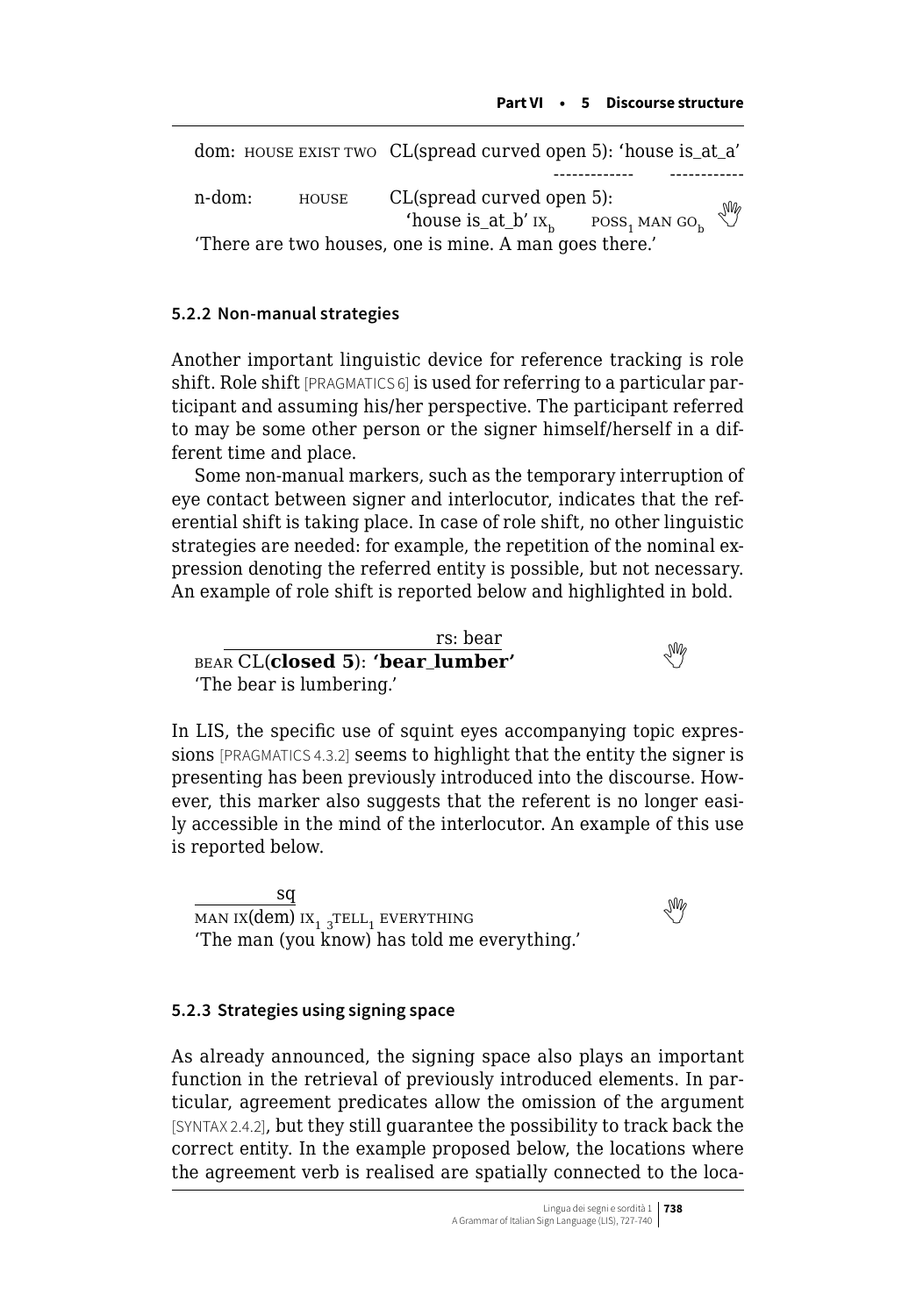dom: HOUSE EXIST TWO CL(spread curved open 5): 'house is_at_a'

n-dom: HOUSE CL(spread curved open 5): 'house is_at_b' $\text{IX}_b$ $\text{POSS}_1$ MAN $\text{GO}_b$

'There are two houses, one is mine. A man goes there.'

### 5.2.2 Non-manual strategies

Another important linguistic device for reference tracking is role shift. Role shift [PRAGMATICS 6] is used for referring to a particular participant and assuming his/her perspective. The participant referred to may be some other person or the signer himself/herself in a different time and place.

Some non-manual markers, such as the temporary interruption of eye contact between signer and interlocutor, indicates that the referential shift is taking place. In case of role shift, no other linguistic strategies are needed: for example, the repetition of the nominal expression denoting the referred entity is possible, but not necessary. An example of role shift is reported below and highlighted in bold.

rs: bear
BEAR CL(**closed 5**): **'bear_lumber'**
'The bear is lumbering.'

In LIS, the specific use of squint eyes accompanying topic expressions [PRAGMATICS 4.3.2] seems to highlight that the entity the signer is presenting has been previously introduced into the discourse. However, this marker also suggests that the referent is no longer easily accessible in the mind of the interlocutor. An example of this use is reported below.

sq
MAN IX(dem) $\text{IX}_1$ $_3\text{TELL}_1$ EVERYTHING
'The man (you know) has told me everything.'

### 5.2.3 Strategies using signing space

As already announced, the signing space also plays an important function in the retrieval of previously introduced elements. In particular, agreement predicates allow the omission of the argument [SYNTAX 2.4.2], but they still guarantee the possibility to track back the correct entity. In the example proposed below, the locations where the agreement verb is realised are spatially connected to the loca-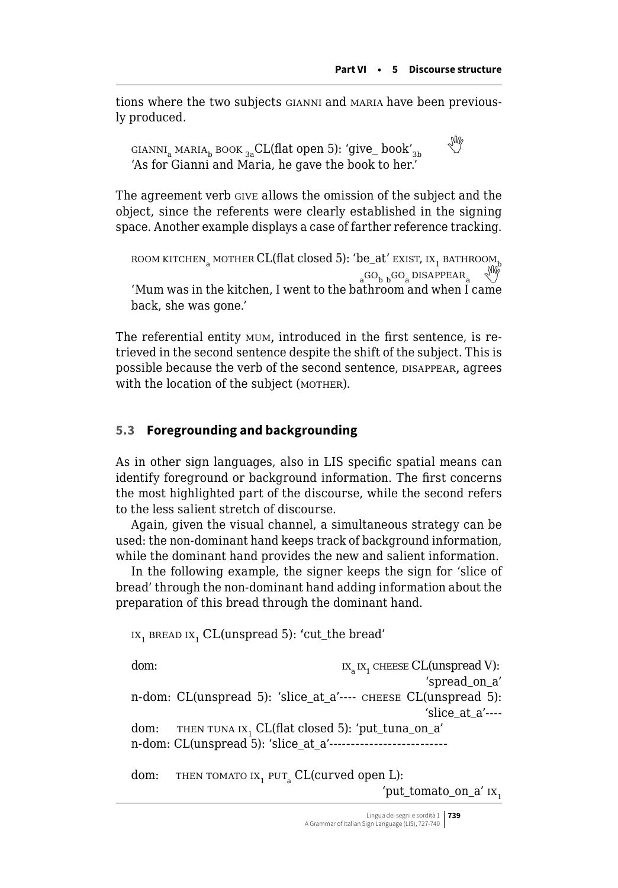tions where the two subjects GIANNI and MARIA have been previously produced.

GIANNI$_a$ MARIA$_b$ BOOK $_{3a}$CL(flat open 5): 'give_ book'$_{3b}$
'As for Gianni and Maria, he gave the book to her.'

The agreement verb GIVE allows the omission of the subject and the object, since the referents were clearly established in the signing space. Another example displays a case of farther reference tracking.

ROOM KITCHEN$_a$ MOTHER CL(flat closed 5): 'be_at' EXIST, IX$_1$ BATHROOM$_b$ $_a$GO$_b$ $_b$GO$_a$ DISAPPEAR$_a$
'Mum was in the kitchen, I went to the bathroom and when I came back, she was gone.'

The referential entity MUM, introduced in the first sentence, is retrieved in the second sentence despite the shift of the subject. This is possible because the verb of the second sentence, DISAPPEAR, agrees with the location of the subject (MOTHER).

## 5.3 Foregrounding and backgrounding

As in other sign languages, also in LIS specific spatial means can identify foreground or background information. The first concerns the most highlighted part of the discourse, while the second refers to the less salient stretch of discourse.

Again, given the visual channel, a simultaneous strategy can be used: the non-dominant hand keeps track of background information, while the dominant hand provides the new and salient information.

In the following example, the signer keeps the sign for 'slice of bread' through the non-dominant hand adding information about the preparation of this bread through the dominant hand.

IX$_1$ BREAD IX$_1$ CL(unspread 5): 'cut_the bread'

dom: IX$_a$ IX$_1$ CHEESE CL(unspread V): 'spread_on_a'
n-dom: CL(unspread 5): 'slice_at_a'---- CHEESE CL(unspread 5): 'slice_at_a'----

dom: THEN TUNA IX$_1$ CL(flat closed 5): 'put_tuna_on_a'
n-dom: CL(unspread 5): 'slice_at_a'--------------------------

dom: THEN TOMATO IX$_1$ PUT$_a$ CL(curved open L): 'put_tomato_on_a' IX$_1$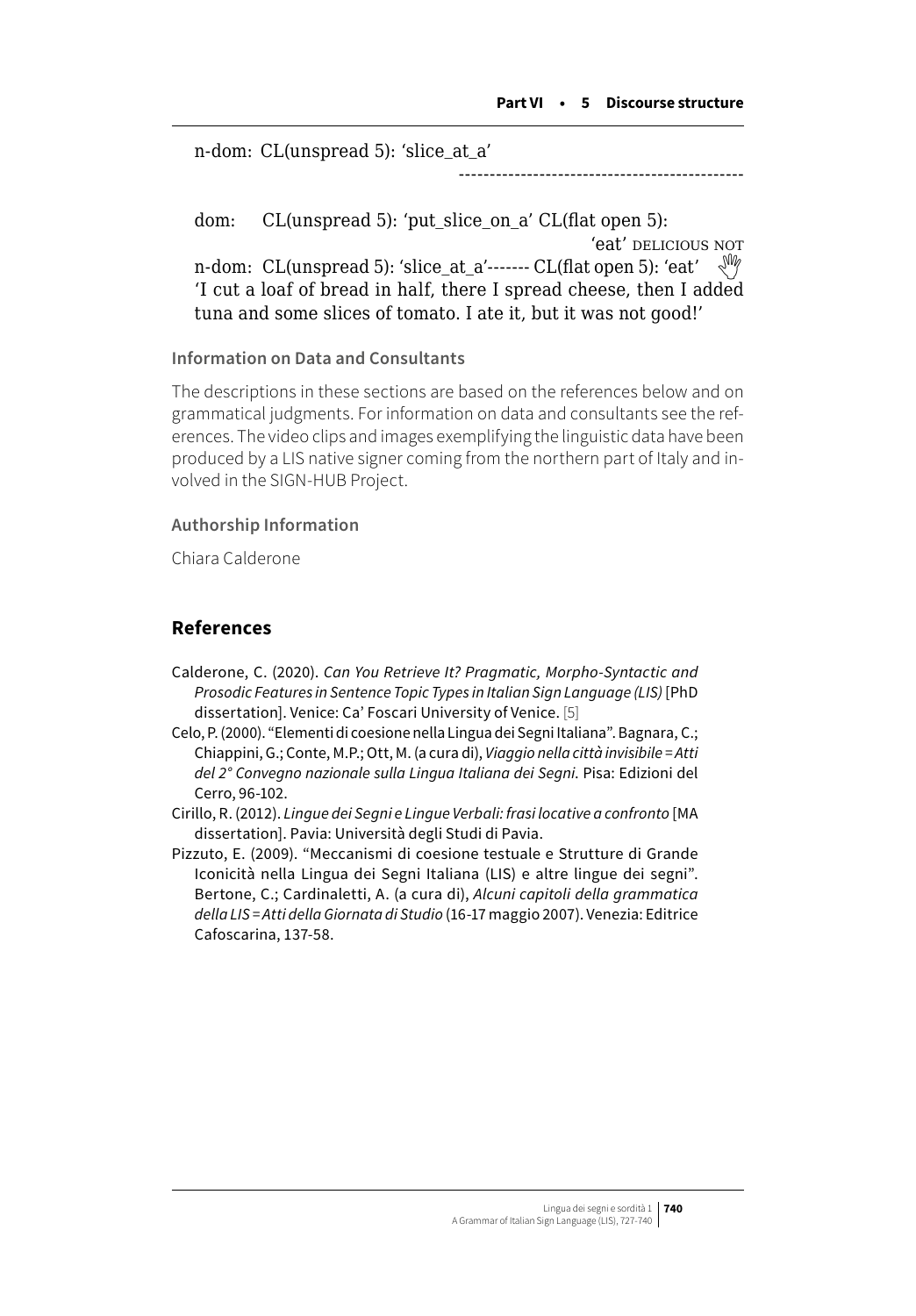n-dom: CL(unspread 5): 'slice_at_a'
---------------------------------------------

dom: CL(unspread 5): 'put_slice_on_a' CL(flat open 5):
'eat' DELICIOUS NOT
n-dom: CL(unspread 5): 'slice_at_a'------- CL(flat open 5): 'eat'
'I cut a loaf of bread in half, there I spread cheese, then I added tuna and some slices of tomato. I ate it, but it was not good!'

### Information on Data and Consultants

The descriptions in these sections are based on the references below and on grammatical judgments. For information on data and consultants see the references. The video clips and images exemplifying the linguistic data have been produced by a LIS native signer coming from the northern part of Italy and involved in the SIGN-HUB Project.

### Authorship Information

Chiara Calderone

## References

Calderone, C. (2020). *Can You Retrieve It? Pragmatic, Morpho-Syntactic and Prosodic Features in Sentence Topic Types in Italian Sign Language (LIS)* [PhD dissertation]. Venice: Ca' Foscari University of Venice. [5]

Celo, P. (2000). "Elementi di coesione nella Lingua dei Segni Italiana". Bagnara, C.; Chiappini, G.; Conte, M.P.; Ott, M. (a cura di), *Viaggio nella città invisibile = Atti del 2° Convegno nazionale sulla Lingua Italiana dei Segni*. Pisa: Edizioni del Cerro, 96-102.

Cirillo, R. (2012). *Lingue dei Segni e Lingue Verbali: frasi locative a confronto* [MA dissertation]. Pavia: Università degli Studi di Pavia.

Pizzuto, E. (2009). "Meccanismi di coesione testuale e Strutture di Grande Iconicità nella Lingua dei Segni Italiana (LIS) e altre lingue dei segni". Bertone, C.; Cardinaletti, A. (a cura di), *Alcuni capitoli della grammatica della LIS = Atti della Giornata di Studio* (16-17 maggio 2007). Venezia: Editrice Cafoscarina, 137-58.